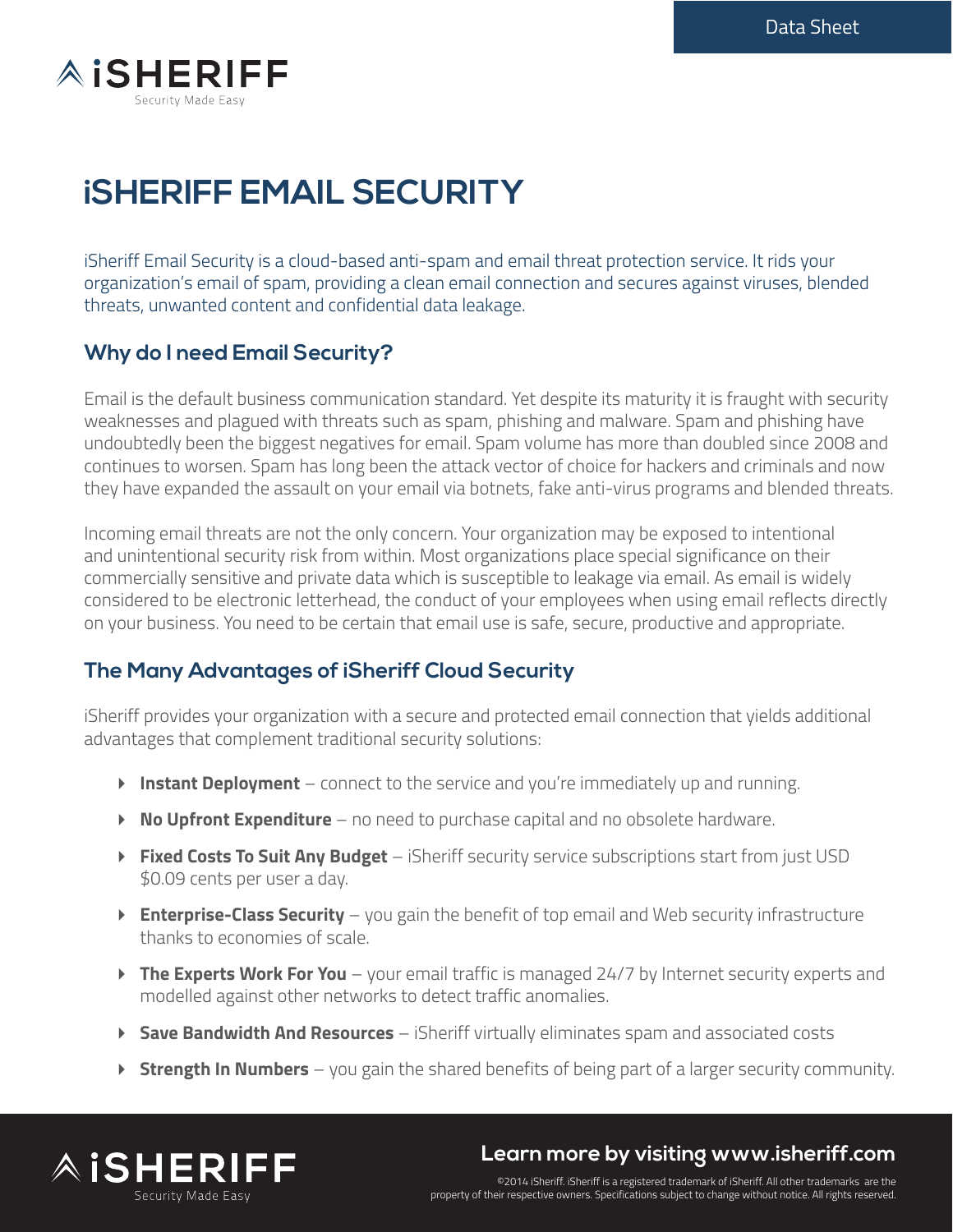# iSHERIFF EMAIL SECURITY

iSheriff Email Security is a cloud-based anti-spam and email threat protection service. It rids your organization's email of spam, providing a clean email connection and secures against viruses, blended threats, unwanted content and confidential data leakage.

## Why do I need Email Security?

Email is the default business communication standard. Yet despite its maturity it is fraught with security weaknesses and plagued with threats such as spam, phishing and malware. Spam and phishing have undoubtedly been the biggest negatives for email. Spam volume has more than doubled since 2008 and continues to worsen. Spam has long been the attack vector of choice for hackers and criminals and now they have expanded the assault on your email via botnets, fake anti-virus programs and blended threats.

Incoming email threats are not the only concern. Your organization may be exposed to intentional and unintentional security risk from within. Most organizations place special significance on their commercially sensitive and private data which is susceptible to leakage via email. As email is widely considered to be electronic letterhead, the conduct of your employees when using email reflects directly on your business. You need to be certain that email use is safe, secure, productive and appropriate.

## The Many Advantages of iSheriff Cloud Security

iSheriff provides your organization with a secure and protected email connection that yields additional advantages that complement traditional security solutions:

- **Instant Deployment** – connect to the service and you're immediately up and running.
- **No Upfront Expenditure** – no need to purchase capital and no obsolete hardware.
- **Fixed Costs To Suit Any Budget** – iSheriff security service subscriptions start from just USD $0.09 cents per user a day.
- **Enterprise-Class Security** – you gain the benefit of top email and Web security infrastructure thanks to economies of scale.
- **The Experts Work For You** – your email traffic is managed 24/7 by Internet security experts and modelled against other networks to detect traffic anomalies.
- **Save Bandwidth And Resources** – iSheriff virtually eliminates spam and associated costs
- **Strength In Numbers** – you gain the shared benefits of being part of a larger security community.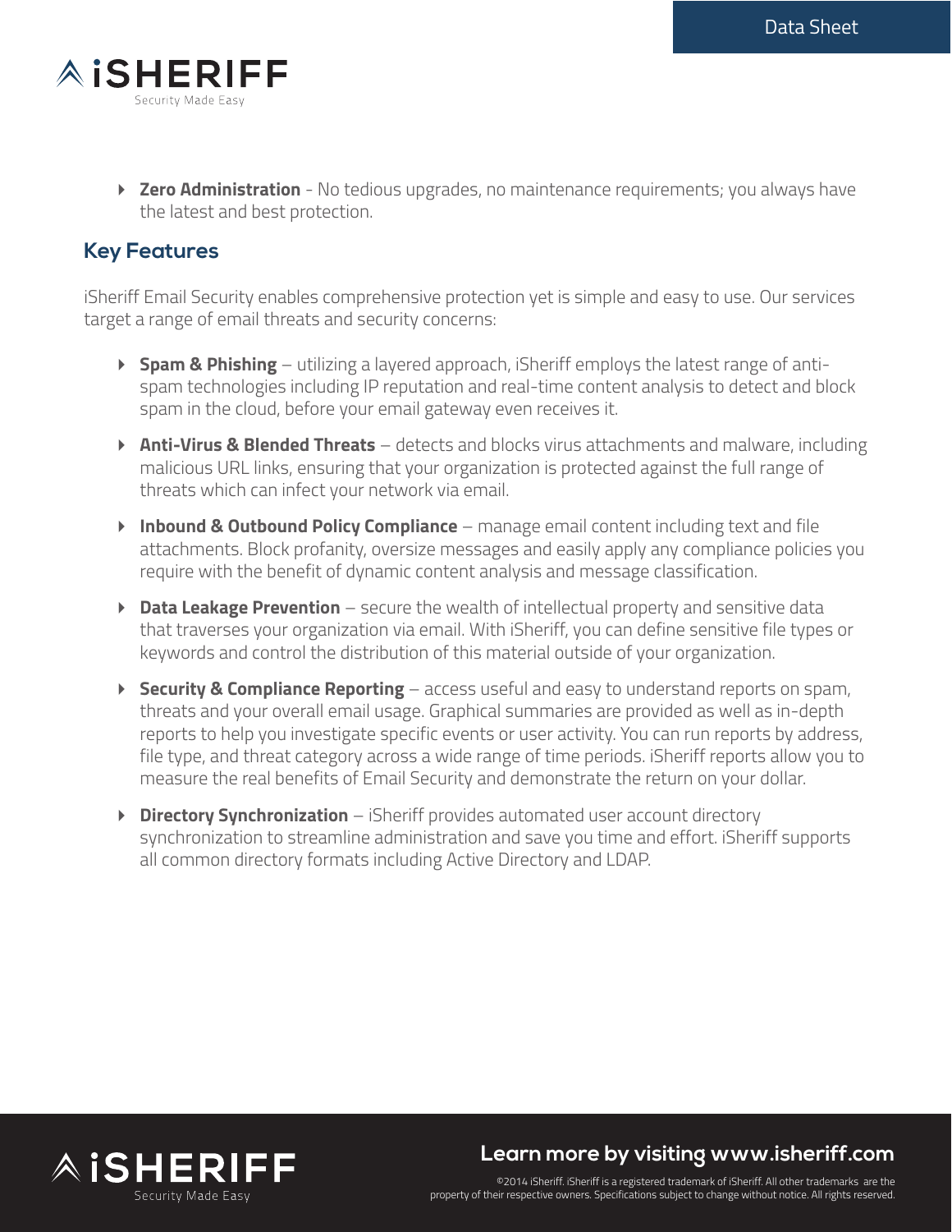- **Zero Administration** - No tedious upgrades, no maintenance requirements; you always have the latest and best protection.

## Key Features

iSheriff Email Security enables comprehensive protection yet is simple and easy to use. Our services target a range of email threats and security concerns:

- **Spam & Phishing** – utilizing a layered approach, iSheriff employs the latest range of anti-spam technologies including IP reputation and real-time content analysis to detect and block spam in the cloud, before your email gateway even receives it.
- **Anti-Virus & Blended Threats** – detects and blocks virus attachments and malware, including malicious URL links, ensuring that your organization is protected against the full range of threats which can infect your network via email.
- **Inbound & Outbound Policy Compliance** – manage email content including text and file attachments. Block profanity, oversize messages and easily apply any compliance policies you require with the benefit of dynamic content analysis and message classification.
- **Data Leakage Prevention** – secure the wealth of intellectual property and sensitive data that traverses your organization via email. With iSheriff, you can define sensitive file types or keywords and control the distribution of this material outside of your organization.
- **Security & Compliance Reporting** – access useful and easy to understand reports on spam, threats and your overall email usage. Graphical summaries are provided as well as in-depth reports to help you investigate specific events or user activity. You can run reports by address, file type, and threat category across a wide range of time periods. iSheriff reports allow you to measure the real benefits of Email Security and demonstrate the return on your dollar.
- **Directory Synchronization** – iSheriff provides automated user account directory synchronization to streamline administration and save you time and effort. iSheriff supports all common directory formats including Active Directory and LDAP.

**Learn more by visiting www.isheriff.com**

©2014 iSheriff. iSheriff is a registered trademark of iSheriff. All other trademarks are the property of their respective owners. Specifications subject to change without notice. All rights reserved.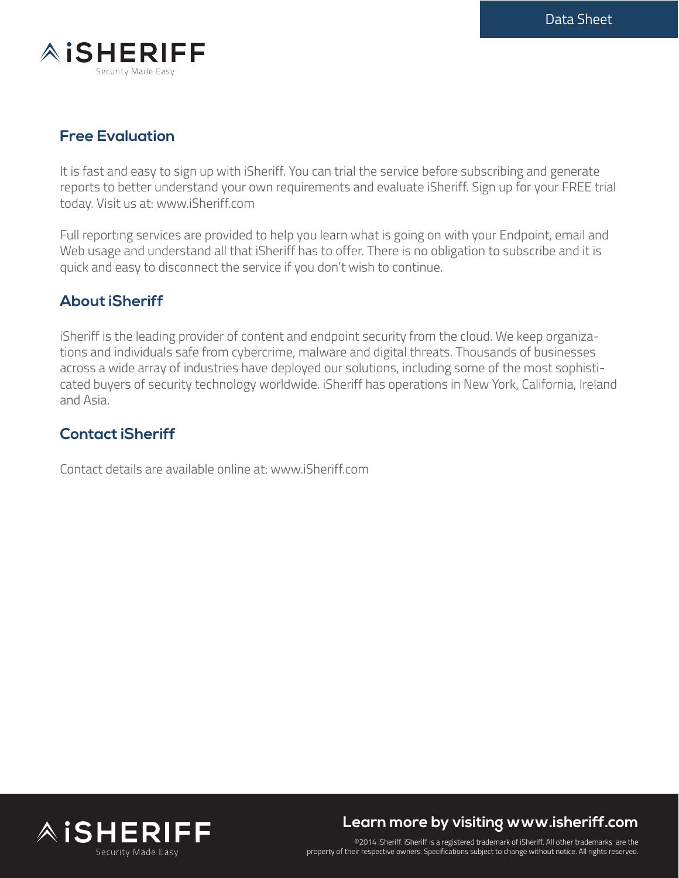## Free Evaluation

It is fast and easy to sign up with iSheriff. You can trial the service before subscribing and generate reports to better understand your own requirements and evaluate iSheriff. Sign up for your FREE trial today. Visit us at: www.iSheriff.com

Full reporting services are provided to help you learn what is going on with your Endpoint, email and Web usage and understand all that iSheriff has to offer. There is no obligation to subscribe and it is quick and easy to disconnect the service if you don't wish to continue.

## About iSheriff

iSheriff is the leading provider of content and endpoint security from the cloud. We keep organizations and individuals safe from cybercrime, malware and digital threats. Thousands of businesses across a wide array of industries have deployed our solutions, including some of the most sophisticated buyers of security technology worldwide. iSheriff has operations in New York, California, Ireland and Asia.

## Contact iSheriff

Contact details are available online at: www.iSheriff.com

**Learn more by visiting www.isheriff.com**

©2014 iSheriff. iSheriff is a registered trademark of iSheriff. All other trademarks are the property of their respective owners. Specifications subject to change without notice. All rights reserved.